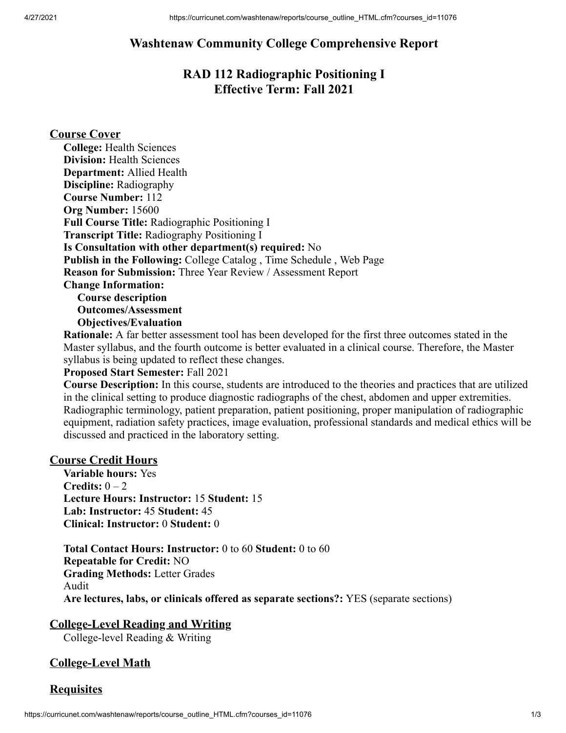# Washtenaw Community College Comprehensive Report

## RAD 112 Radiographic Positioning I
## Effective Term: Fall 2021

### Course Cover

**College:** Health Sciences
**Division:** Health Sciences
**Department:** Allied Health
**Discipline:** Radiography
**Course Number:** 112
**Org Number:** 15600
**Full Course Title:** Radiographic Positioning I
**Transcript Title:** Radiography Positioning I
**Is Consultation with other department(s) required:** No
**Publish in the Following:** College Catalog , Time Schedule , Web Page
**Reason for Submission:** Three Year Review / Assessment Report
**Change Information:**
- **Course description**
- **Outcomes/Assessment**
- **Objectives/Evaluation**

**Rationale:** A far better assessment tool has been developed for the first three outcomes stated in the Master syllabus, and the fourth outcome is better evaluated in a clinical course. Therefore, the Master syllabus is being updated to reflect these changes.
**Proposed Start Semester:** Fall 2021
**Course Description:** In this course, students are introduced to the theories and practices that are utilized in the clinical setting to produce diagnostic radiographs of the chest, abdomen and upper extremities. Radiographic terminology, patient preparation, patient positioning, proper manipulation of radiographic equipment, radiation safety practices, image evaluation, professional standards and medical ethics will be discussed and practiced in the laboratory setting.

### Course Credit Hours

**Variable hours:** Yes
**Credits:** 0 – 2
**Lecture Hours: Instructor:** 15 **Student:** 15
**Lab: Instructor:** 45 **Student:** 45
**Clinical: Instructor:** 0 **Student:** 0

**Total Contact Hours: Instructor:** 0 to 60 **Student:** 0 to 60
**Repeatable for Credit:** NO
**Grading Methods:** Letter Grades
Audit
**Are lectures, labs, or clinicals offered as separate sections?:** YES (separate sections)

### College-Level Reading and Writing

College-level Reading & Writing

### College-Level Math

### Requisites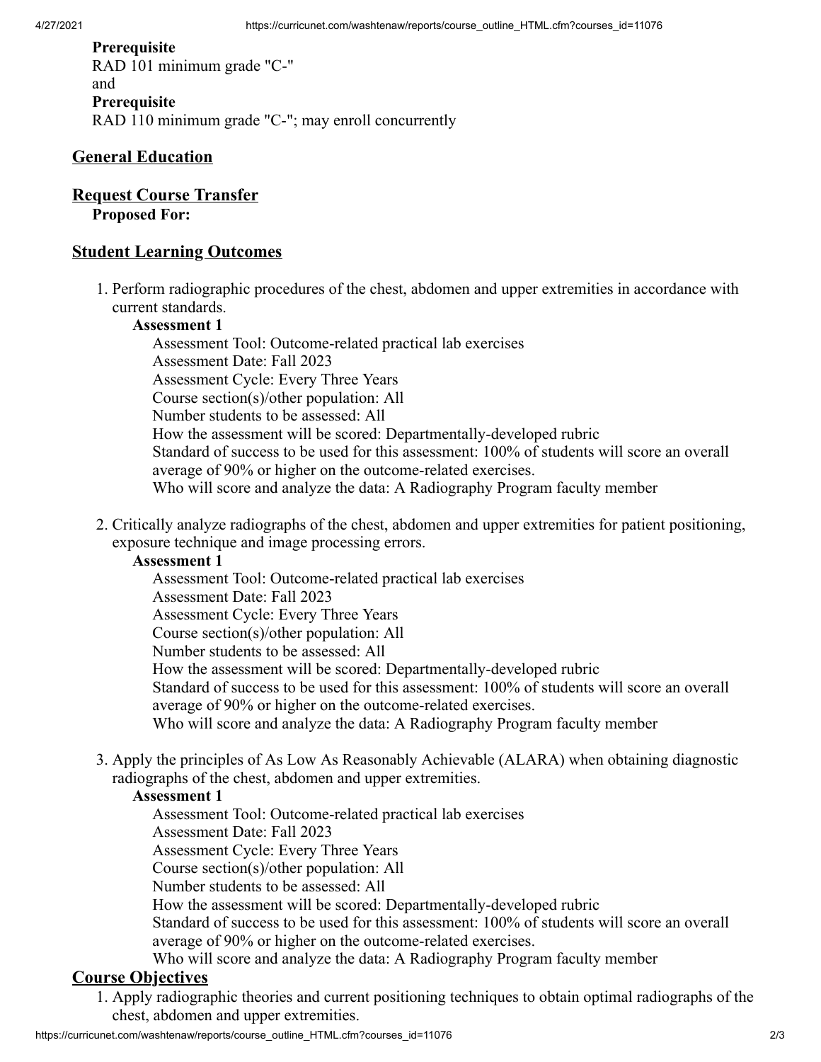**Prerequisite**
RAD 101 minimum grade "C-"
and
**Prerequisite**
RAD 110 minimum grade "C-"; may enroll concurrently

## General Education

## Request Course Transfer

**Proposed For:**

## Student Learning Outcomes

1. Perform radiographic procedures of the chest, abdomen and upper extremities in accordance with current standards.

   **Assessment 1**

   Assessment Tool: Outcome-related practical lab exercises
   Assessment Date: Fall 2023
   Assessment Cycle: Every Three Years
   Course section(s)/other population: All
   Number students to be assessed: All
   How the assessment will be scored: Departmentally-developed rubric
   Standard of success to be used for this assessment: 100% of students will score an overall average of 90% or higher on the outcome-related exercises.
   Who will score and analyze the data: A Radiography Program faculty member

2. Critically analyze radiographs of the chest, abdomen and upper extremities for patient positioning, exposure technique and image processing errors.

   **Assessment 1**

   Assessment Tool: Outcome-related practical lab exercises
   Assessment Date: Fall 2023
   Assessment Cycle: Every Three Years
   Course section(s)/other population: All
   Number students to be assessed: All
   How the assessment will be scored: Departmentally-developed rubric
   Standard of success to be used for this assessment: 100% of students will score an overall average of 90% or higher on the outcome-related exercises.
   Who will score and analyze the data: A Radiography Program faculty member

3. Apply the principles of As Low As Reasonably Achievable (ALARA) when obtaining diagnostic radiographs of the chest, abdomen and upper extremities.

   **Assessment 1**

   Assessment Tool: Outcome-related practical lab exercises
   Assessment Date: Fall 2023
   Assessment Cycle: Every Three Years
   Course section(s)/other population: All
   Number students to be assessed: All
   How the assessment will be scored: Departmentally-developed rubric
   Standard of success to be used for this assessment: 100% of students will score an overall average of 90% or higher on the outcome-related exercises.
   Who will score and analyze the data: A Radiography Program faculty member

## Course Objectives

1. Apply radiographic theories and current positioning techniques to obtain optimal radiographs of the chest, abdomen and upper extremities.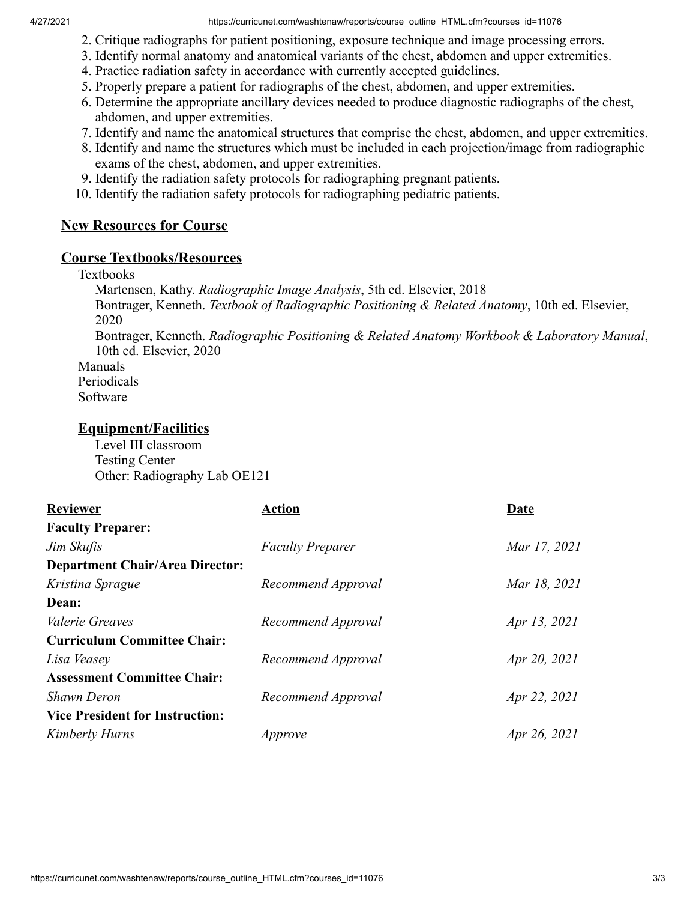2. Critique radiographs for patient positioning, exposure technique and image processing errors.
3. Identify normal anatomy and anatomical variants of the chest, abdomen and upper extremities.
4. Practice radiation safety in accordance with currently accepted guidelines.
5. Properly prepare a patient for radiographs of the chest, abdomen, and upper extremities.
6. Determine the appropriate ancillary devices needed to produce diagnostic radiographs of the chest, abdomen, and upper extremities.
7. Identify and name the anatomical structures that comprise the chest, abdomen, and upper extremities.
8. Identify and name the structures which must be included in each projection/image from radiographic exams of the chest, abdomen, and upper extremities.
9. Identify the radiation safety protocols for radiographing pregnant patients.
10. Identify the radiation safety protocols for radiographing pediatric patients.

## New Resources for Course

## Course Textbooks/Resources

Textbooks

Martensen, Kathy. *Radiographic Image Analysis*, 5th ed. Elsevier, 2018

Bontrager, Kenneth. *Textbook of Radiographic Positioning & Related Anatomy*, 10th ed. Elsevier, 2020

Bontrager, Kenneth. *Radiographic Positioning & Related Anatomy Workbook & Laboratory Manual*, 10th ed. Elsevier, 2020

Manuals

Periodicals

Software

### Equipment/Facilities

Level III classroom

Testing Center

Other: Radiography Lab OE121

| Reviewer | Action | Date |
|---|---|---|
| **Faculty Preparer:** | | |
| *Jim Skufis* | *Faculty Preparer* | *Mar 17, 2021* |
| **Department Chair/Area Director:** | | |
| *Kristina Sprague* | *Recommend Approval* | *Mar 18, 2021* |
| **Dean:** | | |
| *Valerie Greaves* | *Recommend Approval* | *Apr 13, 2021* |
| **Curriculum Committee Chair:** | | |
| *Lisa Veasey* | *Recommend Approval* | *Apr 20, 2021* |
| **Assessment Committee Chair:** | | |
| *Shawn Deron* | *Recommend Approval* | *Apr 22, 2021* |
| **Vice President for Instruction:** | | |
| *Kimberly Hurns* | *Approve* | *Apr 26, 2021* |